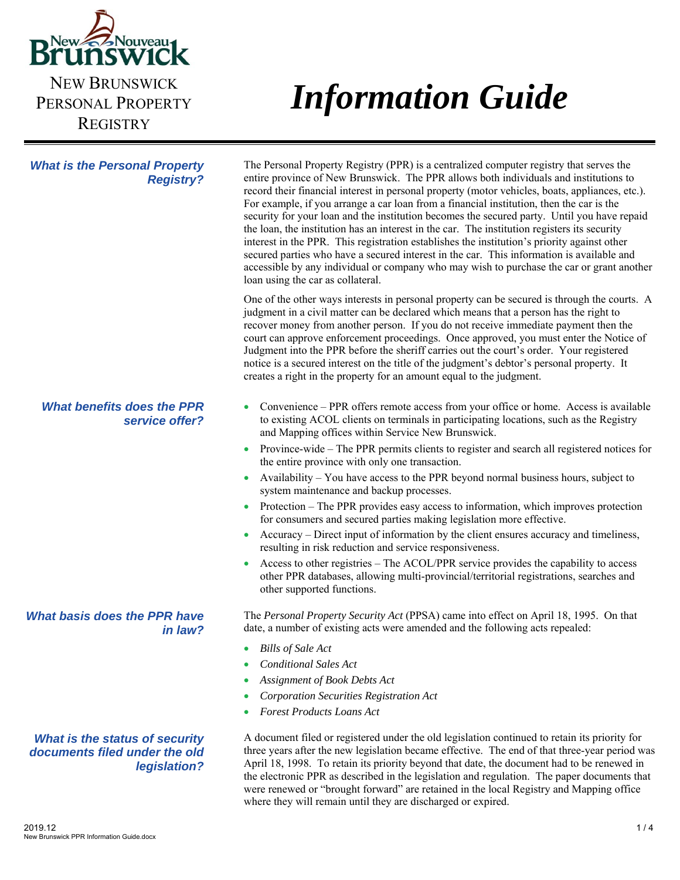NEW BRUNSWICK PERSONAL PROPERTY REGISTRY

# Information Guide

## What is the Personal Property Registry?

The Personal Property Registry (PPR) is a centralized computer registry that serves the entire province of New Brunswick. The PPR allows both individuals and institutions to record their financial interest in personal property (motor vehicles, boats, appliances, etc.). For example, if you arrange a car loan from a financial institution, then the car is the security for your loan and the institution becomes the secured party. Until you have repaid the loan, the institution has an interest in the car. The institution registers its security interest in the PPR. This registration establishes the institution's priority against other secured parties who have a secured interest in the car. This information is available and accessible by any individual or company who may wish to purchase the car or grant another loan using the car as collateral.

One of the other ways interests in personal property can be secured is through the courts. A judgment in a civil matter can be declared which means that a person has the right to recover money from another person. If you do not receive immediate payment then the court can approve enforcement proceedings. Once approved, you must enter the Notice of Judgment into the PPR before the sheriff carries out the court's order. Your registered notice is a secured interest on the title of the judgment's debtor's personal property. It creates a right in the property for an amount equal to the judgment.

## What benefits does the PPR service offer?

- Convenience – PPR offers remote access from your office or home. Access is available to existing ACOL clients on terminals in participating locations, such as the Registry and Mapping offices within Service New Brunswick.
- Province-wide – The PPR permits clients to register and search all registered notices for the entire province with only one transaction.
- Availability – You have access to the PPR beyond normal business hours, subject to system maintenance and backup processes.
- Protection – The PPR provides easy access to information, which improves protection for consumers and secured parties making legislation more effective.
- Accuracy – Direct input of information by the client ensures accuracy and timeliness, resulting in risk reduction and service responsiveness.
- Access to other registries – The ACOL/PPR service provides the capability to access other PPR databases, allowing multi-provincial/territorial registrations, searches and other supported functions.

## What basis does the PPR have in law?

The *Personal Property Security Act* (PPSA) came into effect on April 18, 1995. On that date, a number of existing acts were amended and the following acts repealed:

- *Bills of Sale Act*
- *Conditional Sales Act*
- *Assignment of Book Debts Act*
- *Corporation Securities Registration Act*
- *Forest Products Loans Act*

## What is the status of security documents filed under the old legislation?

A document filed or registered under the old legislation continued to retain its priority for three years after the new legislation became effective. The end of that three-year period was April 18, 1998. To retain its priority beyond that date, the document had to be renewed in the electronic PPR as described in the legislation and regulation. The paper documents that were renewed or "brought forward" are retained in the local Registry and Mapping office where they will remain until they are discharged or expired.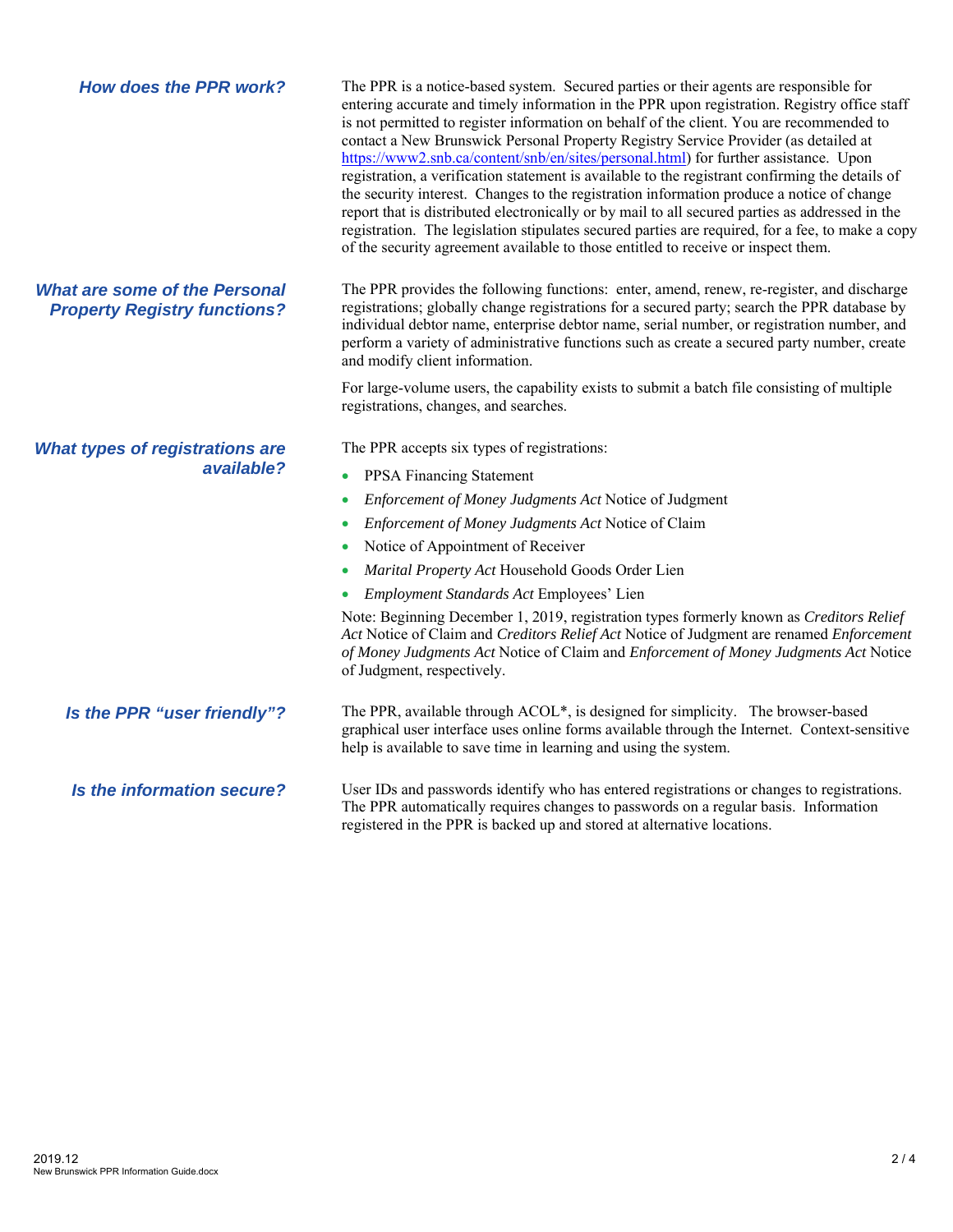### How does the PPR work?

The PPR is a notice-based system. Secured parties or their agents are responsible for entering accurate and timely information in the PPR upon registration. Registry office staff is not permitted to register information on behalf of the client. You are recommended to contact a New Brunswick Personal Property Registry Service Provider (as detailed at [https://www2.snb.ca/content/snb/en/sites/personal.html](https://www2.snb.ca/content/snb/en/sites/personal.html)) for further assistance. Upon registration, a verification statement is available to the registrant confirming the details of the security interest. Changes to the registration information produce a notice of change report that is distributed electronically or by mail to all secured parties as addressed in the registration. The legislation stipulates secured parties are required, for a fee, to make a copy of the security agreement available to those entitled to receive or inspect them.

### What are some of the Personal Property Registry functions?

The PPR provides the following functions: enter, amend, renew, re-register, and discharge registrations; globally change registrations for a secured party; search the PPR database by individual debtor name, enterprise debtor name, serial number, or registration number, and perform a variety of administrative functions such as create a secured party number, create and modify client information.

For large-volume users, the capability exists to submit a batch file consisting of multiple registrations, changes, and searches.

### What types of registrations are available?

The PPR accepts six types of registrations:

- PPSA Financing Statement
- *Enforcement of Money Judgments Act* Notice of Judgment
- *Enforcement of Money Judgments Act* Notice of Claim
- Notice of Appointment of Receiver
- *Marital Property Act* Household Goods Order Lien
- *Employment Standards Act* Employees' Lien

Note: Beginning December 1, 2019, registration types formerly known as *Creditors Relief Act* Notice of Claim and *Creditors Relief Act* Notice of Judgment are renamed *Enforcement of Money Judgments Act* Notice of Claim and *Enforcement of Money Judgments Act* Notice of Judgment, respectively.

### Is the PPR "user friendly"?

The PPR, available through ACOL*, is designed for simplicity. The browser-based graphical user interface uses online forms available through the Internet. Context-sensitive help is available to save time in learning and using the system.

### Is the information secure?

User IDs and passwords identify who has entered registrations or changes to registrations. The PPR automatically requires changes to passwords on a regular basis. Information registered in the PPR is backed up and stored at alternative locations.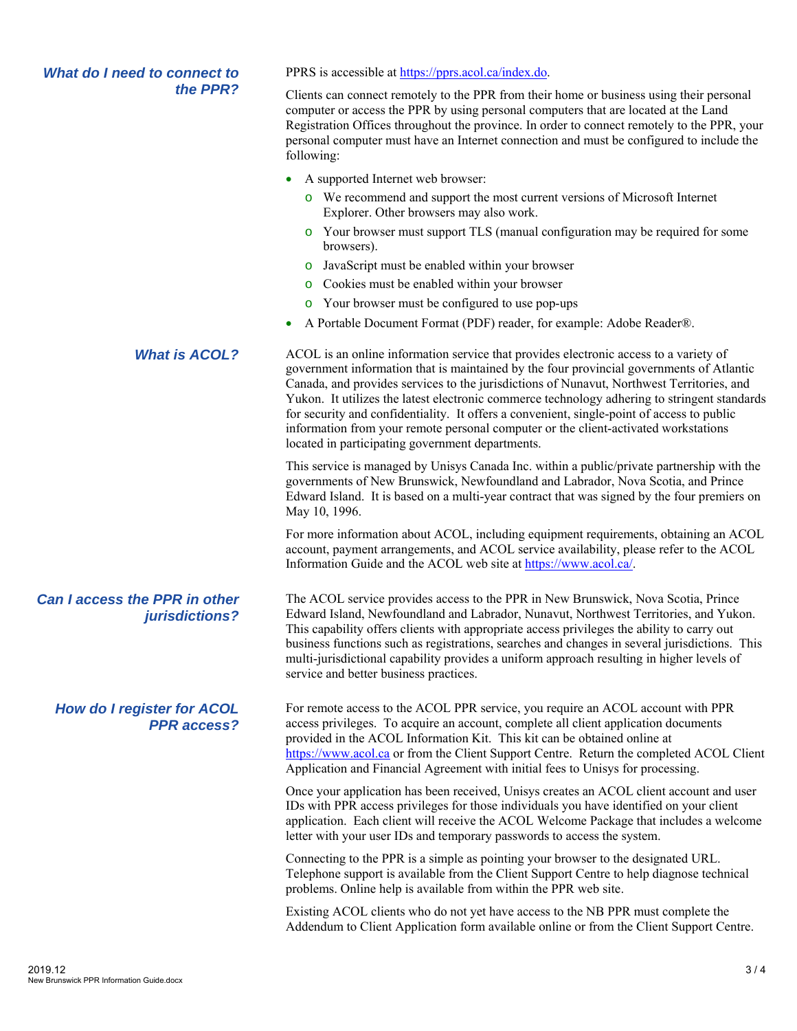## What do I need to connect to the PPR?

PPRS is accessible at https://pprs.acol.ca/index.do.

Clients can connect remotely to the PPR from their home or business using their personal computer or access the PPR by using personal computers that are located at the Land Registration Offices throughout the province. In order to connect remotely to the PPR, your personal computer must have an Internet connection and must be configured to include the following:

- A supported Internet web browser:
  - We recommend and support the most current versions of Microsoft Internet Explorer. Other browsers may also work.
  - Your browser must support TLS (manual configuration may be required for some browsers).
  - JavaScript must be enabled within your browser
  - Cookies must be enabled within your browser
  - Your browser must be configured to use pop-ups
- A Portable Document Format (PDF) reader, for example: Adobe Reader®.

## What is ACOL?

ACOL is an online information service that provides electronic access to a variety of government information that is maintained by the four provincial governments of Atlantic Canada, and provides services to the jurisdictions of Nunavut, Northwest Territories, and Yukon. It utilizes the latest electronic commerce technology adhering to stringent standards for security and confidentiality. It offers a convenient, single-point of access to public information from your remote personal computer or the client-activated workstations located in participating government departments.

This service is managed by Unisys Canada Inc. within a public/private partnership with the governments of New Brunswick, Newfoundland and Labrador, Nova Scotia, and Prince Edward Island. It is based on a multi-year contract that was signed by the four premiers on May 10, 1996.

For more information about ACOL, including equipment requirements, obtaining an ACOL account, payment arrangements, and ACOL service availability, please refer to the ACOL Information Guide and the ACOL web site at https://www.acol.ca/.

## Can I access the PPR in other jurisdictions?

The ACOL service provides access to the PPR in New Brunswick, Nova Scotia, Prince Edward Island, Newfoundland and Labrador, Nunavut, Northwest Territories, and Yukon. This capability offers clients with appropriate access privileges the ability to carry out business functions such as registrations, searches and changes in several jurisdictions. This multi-jurisdictional capability provides a uniform approach resulting in higher levels of service and better business practices.

## How do I register for ACOL PPR access?

For remote access to the ACOL PPR service, you require an ACOL account with PPR access privileges. To acquire an account, complete all client application documents provided in the ACOL Information Kit. This kit can be obtained online at https://www.acol.ca or from the Client Support Centre. Return the completed ACOL Client Application and Financial Agreement with initial fees to Unisys for processing.

Once your application has been received, Unisys creates an ACOL client account and user IDs with PPR access privileges for those individuals you have identified on your client application. Each client will receive the ACOL Welcome Package that includes a welcome letter with your user IDs and temporary passwords to access the system.

Connecting to the PPR is a simple as pointing your browser to the designated URL. Telephone support is available from the Client Support Centre to help diagnose technical problems. Online help is available from within the PPR web site.

Existing ACOL clients who do not yet have access to the NB PPR must complete the Addendum to Client Application form available online or from the Client Support Centre.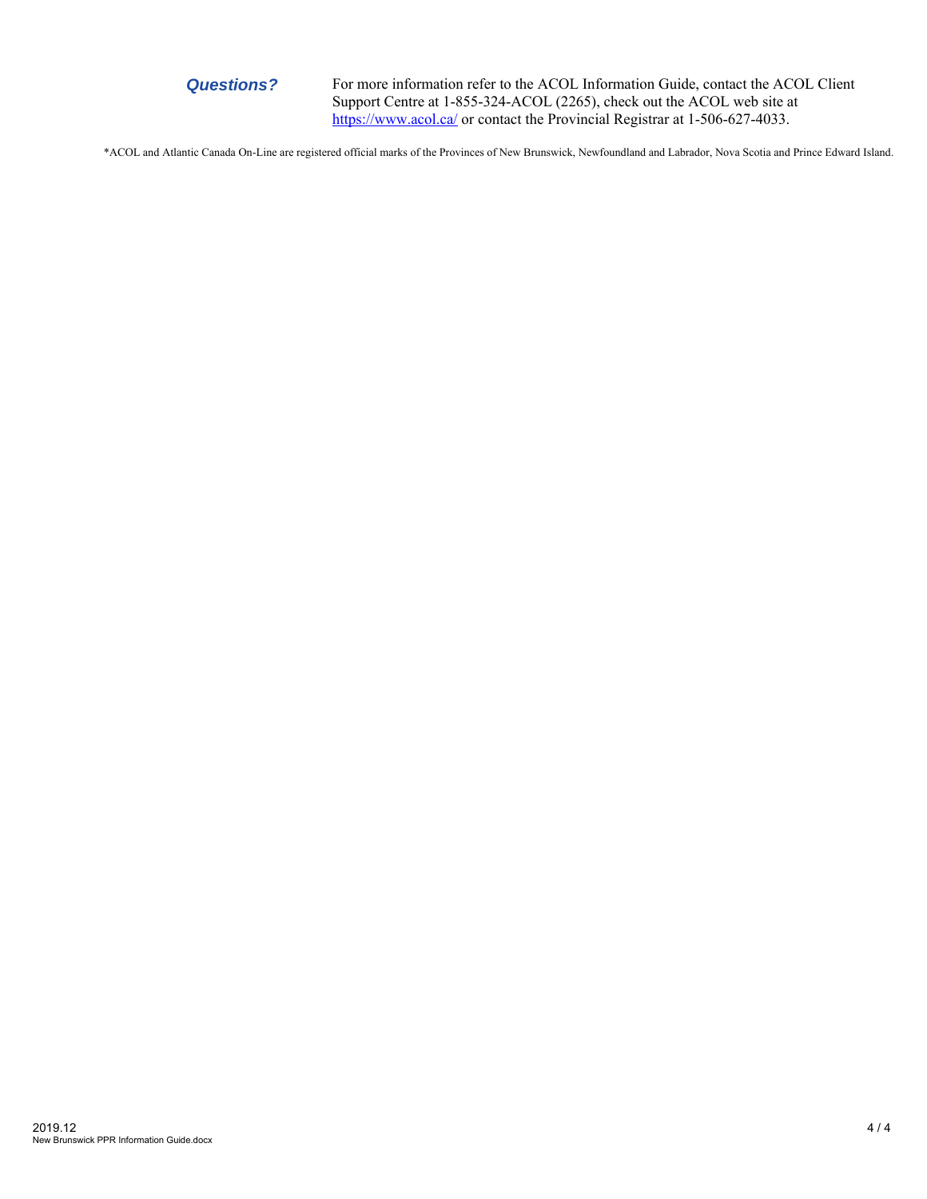***Questions?***

For more information refer to the ACOL Information Guide, contact the ACOL Client Support Centre at 1-855-324-ACOL (2265), check out the ACOL web site at [https://www.acol.ca/](https://www.acol.ca/) or contact the Provincial Registrar at 1-506-627-4033.

*ACOL and Atlantic Canada On-Line are registered official marks of the Provinces of New Brunswick, Newfoundland and Labrador, Nova Scotia and Prince Edward Island.